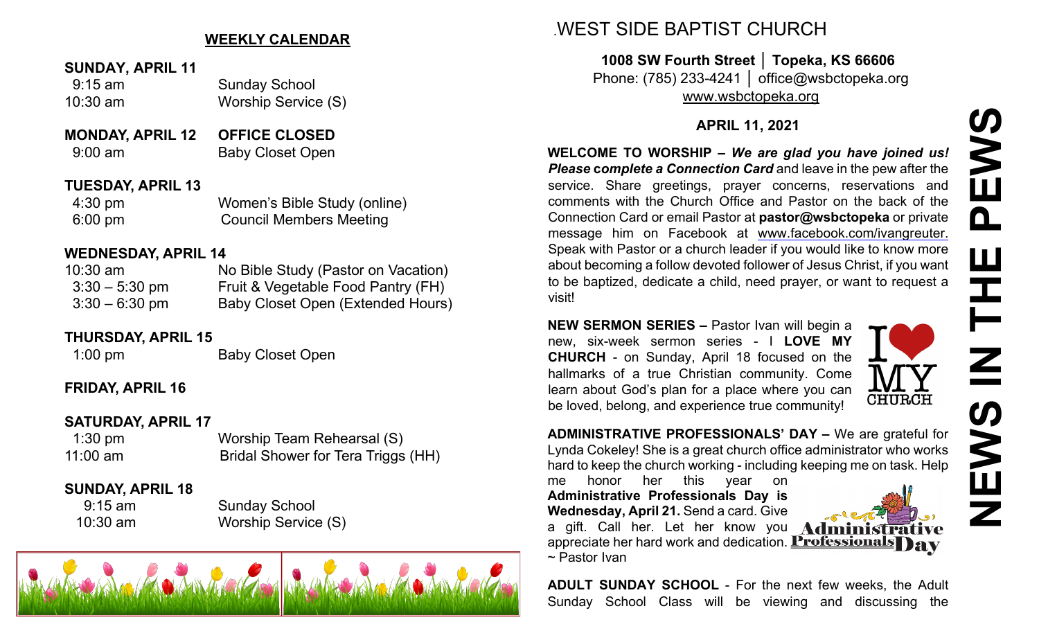## WEEKLY CALENDAR

**SUNDAY, APRIL 11**

| | |
|---|---|
| 9:15 am | Sunday School |
| 10:30 am | Worship Service (S) |

**MONDAY, APRIL 12** **OFFICE CLOSED**

| | |
|---|---|
| 9:00 am | Baby Closet Open |

**TUESDAY, APRIL 13**

| | |
|---|---|
| 4:30 pm | Women's Bible Study (online) |
| 6:00 pm | Council Members Meeting |

**WEDNESDAY, APRIL 14**

| | |
|---|---|
| 10:30 am | No Bible Study (Pastor on Vacation) |
| 3:30 – 5:30 pm | Fruit & Vegetable Food Pantry (FH) |
| 3:30 – 6:30 pm | Baby Closet Open (Extended Hours) |

**THURSDAY, APRIL 15**

| | |
|---|---|
| 1:00 pm | Baby Closet Open |

**FRIDAY, APRIL 16**

**SATURDAY, APRIL 17**

| | |
|---|---|
| 1:30 pm | Worship Team Rehearsal (S) |
| 11:00 am | Bridal Shower for Tera Triggs (HH) |

**SUNDAY, APRIL 18**

| | |
|---|---|
| 9:15 am | Sunday School |
| 10:30 am | Worship Service (S) |

# WEST SIDE BAPTIST CHURCH

**1008 SW Fourth Street │ Topeka, KS 66606**
Phone: (785) 233-4241 │ office@wsbctopeka.org
www.wsbctopeka.org

**APRIL 11, 2021**

# NEWS IN THE PEWS

**WELCOME TO WORSHIP –** ***We are glad you have joined us! Please complete a Connection Card*** and leave in the pew after the service. Share greetings, prayer concerns, reservations and comments with the Church Office and Pastor on the back of the Connection Card or email Pastor at **pastor@wsbctopeka** or private message him on Facebook at www.facebook.com/ivangreuter. Speak with Pastor or a church leader if you would like to know more about becoming a follow devoted follower of Jesus Christ, if you want to be baptized, dedicate a child, need prayer, or want to request a visit!

**NEW SERMON SERIES –** Pastor Ivan will begin a new, six-week sermon series - I **LOVE MY CHURCH** - on Sunday, April 18 focused on the hallmarks of a true Christian community. Come learn about God's plan for a place where you can be loved, belong, and experience true community!

**ADMINISTRATIVE PROFESSIONALS' DAY –** We are grateful for Lynda Cokeley! She is a great church office administrator who works hard to keep the church working - including keeping me on task. Help me honor her this year on **Administrative Professionals Day is Wednesday, April 21.** Send a card. Give a gift. Call her. Let her know you appreciate her hard work and dedication. ~ Pastor Ivan

**ADULT SUNDAY SCHOOL** - For the next few weeks, the Adult Sunday School Class will be viewing and discussing the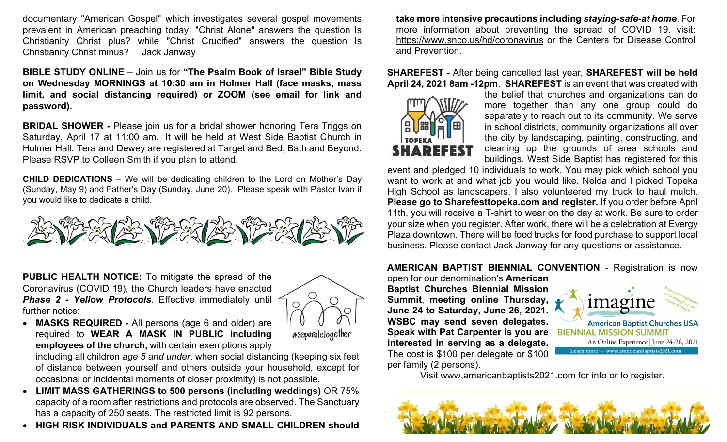documentary "American Gospel" which investigates several gospel movements prevalent in American preaching today. "Christ Alone" answers the question Is Christianity Christ plus? while "Christ Crucified" answers the question Is Christianity Christ minus?    Jack Janway

**BIBLE STUDY ONLINE** – Join us for **"The Psalm Book of Israel" Bible Study on Wednesday MORNINGS at 10:30 am in Holmer Hall (face masks, mass limit, and social distancing required) or ZOOM (see email for link and password).**

**BRIDAL SHOWER -** Please join us for a bridal shower honoring Tera Triggs on Saturday, April 17 at 11:00 am. It will be held at West Side Baptist Church in Holmer Hall. Tera and Dewey are registered at Target and Bed, Bath and Beyond. Please RSVP to Colleen Smith if you plan to attend.

**CHILD DEDICATIONS –** We will be dedicating children to the Lord on Mother's Day (Sunday, May 9) and Father's Day (Sunday, June 20). Please speak with Pastor Ivan if you would like to dedicate a child.

**PUBLIC HEALTH NOTICE:** To mitigate the spread of the Coronavirus (COVID 19), the Church leaders have enacted ***Phase 2 - Yellow Protocols***. Effective immediately until further notice:

#separatetogether

- **MASKS REQUIRED -** All persons (age 6 and older) are required to **WEAR A MASK IN PUBLIC including employees of the church,** with certain exemptions apply including all children *age 5 and under*, when social distancing (keeping six feet of distance between yourself and others outside your household, except for occasional or incidental moments of closer proximity) is not possible.
- **LIMIT MASS GATHERINGS to 500 persons (including weddings)** OR 75% capacity of a room after restrictions and protocols are observed. The Sanctuary has a capacity of 250 seats. The restricted limit is 92 persons.
- **HIGH RISK INDIVIDUALS and PARENTS AND SMALL CHILDREN should take more intensive precautions including *staying-safe-at home***. For more information about preventing the spread of COVID 19, visit: https://www.snco.us/hd/coronavirus or the Centers for Disease Control and Prevention.

**SHAREFEST** - After being cancelled last year, **SHAREFEST will be held April 24, 2021 8am -12pm**. **SHAREFEST** is an event that was created with the belief that churches and organizations can do more together than any one group could do separately to reach out to its community. We serve in school districts, community organizations all over the city by landscaping, painting, constructing, and cleaning up the grounds of area schools and buildings. West Side Baptist has registered for this event and pledged 10 individuals to work. You may pick which school you want to work at and what job you would like. Nelda and I picked Topeka High School as landscapers. I also volunteered my truck to haul mulch. **Please go to Sharefesttopeka.com and register.** If you order before April 11th, you will receive a T-shirt to wear on the day at work. Be sure to order your size when you register. After work, there will be a celebration at Evergy Plaza downtown. There will be food trucks for food purchase to support local business. Please contact Jack Janway for any questions or assistance.

**AMERICAN BAPTIST BIENNIAL CONVENTION** - Registration is now open for our denomination's **American Baptist Churches Biennial Mission Summit**, **meeting online Thursday, June 24 to Saturday, June 26, 2021. WSBC may send seven delegates. Speak with Pat Carpenter is you are interested in serving as a delegate.** The cost is $100 per delegate or $100 per family (2 persons).

Visit www.americanbaptists2021.com for info or to register.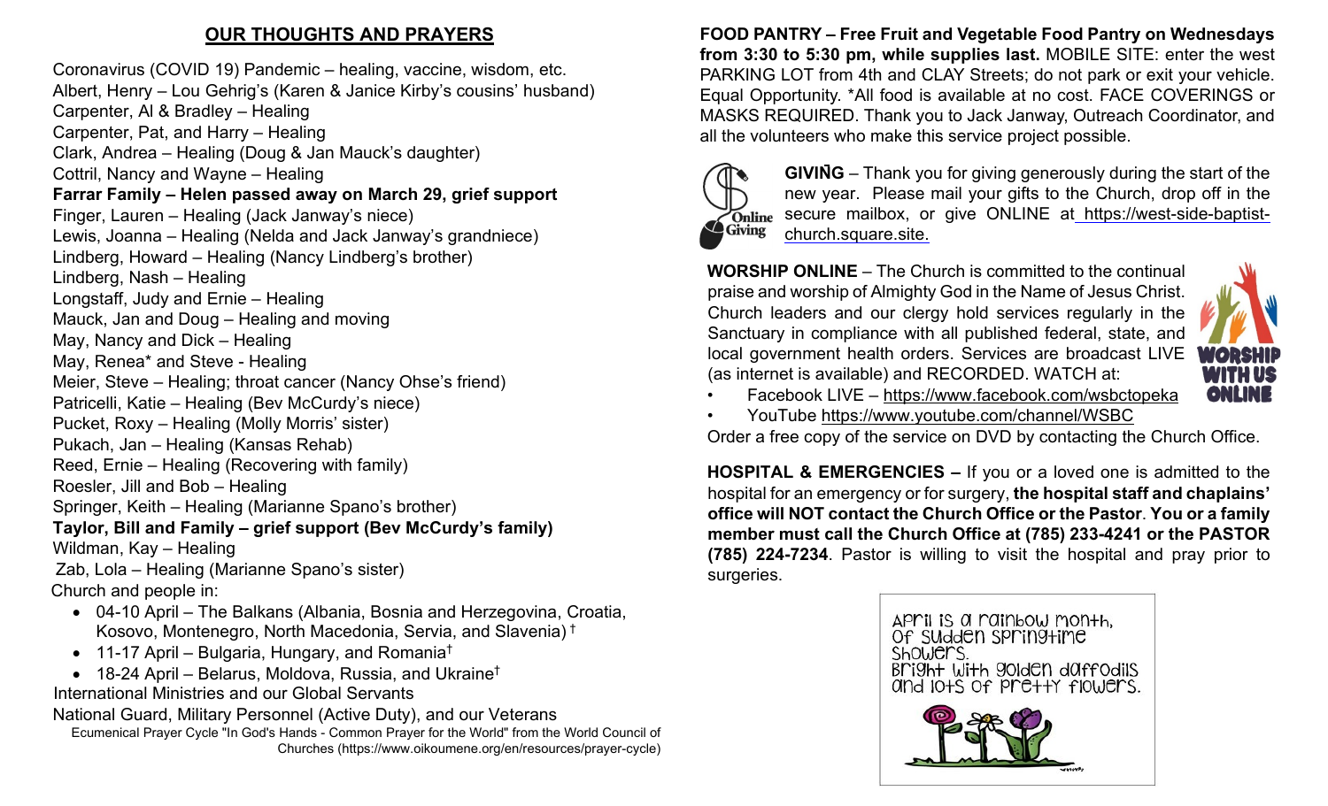## OUR THOUGHTS AND PRAYERS

Coronavirus (COVID 19) Pandemic – healing, vaccine, wisdom, etc.
Albert, Henry – Lou Gehrig's (Karen & Janice Kirby's cousins' husband)
Carpenter, Al & Bradley – Healing
Carpenter, Pat, and Harry – Healing
Clark, Andrea – Healing (Doug & Jan Mauck's daughter)
Cottril, Nancy and Wayne – Healing
**Farrar Family – Helen passed away on March 29, grief support**
Finger, Lauren – Healing (Jack Janway's niece)
Lewis, Joanna – Healing (Nelda and Jack Janway's grandniece)
Lindberg, Howard – Healing (Nancy Lindberg's brother)
Lindberg, Nash – Healing
Longstaff, Judy and Ernie – Healing
Mauck, Jan and Doug – Healing and moving
May, Nancy and Dick – Healing
May, Renea* and Steve - Healing
Meier, Steve – Healing; throat cancer (Nancy Ohse's friend)
Patricelli, Katie – Healing (Bev McCurdy's niece)
Pucket, Roxy – Healing (Molly Morris' sister)
Pukach, Jan – Healing (Kansas Rehab)
Reed, Ernie – Healing (Recovering with family)
Roesler, Jill and Bob – Healing
Springer, Keith – Healing (Marianne Spano's brother)
**Taylor, Bill and Family – grief support (Bev McCurdy's family)**
Wildman, Kay – Healing
Zab, Lola – Healing (Marianne Spano's sister)
Church and people in:

- 04-10 April – The Balkans (Albania, Bosnia and Herzegovina, Croatia, Kosovo, Montenegro, North Macedonia, Servia, and Slavenia) †
- 11-17 April – Bulgaria, Hungary, and Romania†
- 18-24 April – Belarus, Moldova, Russia, and Ukraine†

International Ministries and our Global Servants
National Guard, Military Personnel (Active Duty), and our Veterans

Ecumenical Prayer Cycle "In God's Hands - Common Prayer for the World" from the World Council of Churches (https://www.oikoumene.org/en/resources/prayer-cycle)

**FOOD PANTRY – Free Fruit and Vegetable Food Pantry on Wednesdays from 3:30 to 5:30 pm, while supplies last.** MOBILE SITE: enter the west PARKING LOT from 4th and CLAY Streets; do not park or exit your vehicle. Equal Opportunity. *All food is available at no cost. FACE COVERINGS or MASKS REQUIRED. Thank you to Jack Janway, Outreach Coordinator, and all the volunteers who make this service project possible.

Online Giving

**GIVING** – Thank you for giving generously during the start of the new year. Please mail your gifts to the Church, drop off in the secure mailbox, or give ONLINE at https://west-side-baptist-church.square.site.

**WORSHIP ONLINE** – The Church is committed to the continual praise and worship of Almighty God in the Name of Jesus Christ. Church leaders and our clergy hold services regularly in the Sanctuary in compliance with all published federal, state, and local government health orders. Services are broadcast LIVE (as internet is available) and RECORDED. WATCH at:

- Facebook LIVE – https://www.facebook.com/wsbctopeka
- YouTube https://www.youtube.com/channel/WSBC

Order a free copy of the service on DVD by contacting the Church Office.

WORSHIP WITH US ONLINE

**HOSPITAL & EMERGENCIES –** If you or a loved one is admitted to the hospital for an emergency or for surgery, **the hospital staff and chaplains' office will NOT contact the Church Office or the Pastor**. **You or a family member must call the Church Office at (785) 233-4241 or the PASTOR (785) 224-7234**. Pastor is willing to visit the hospital and pray prior to surgeries.

April is a rainbow month,
Of sudden springtime showers.
Bright with golden daffodils
and lots of pretty flowers.